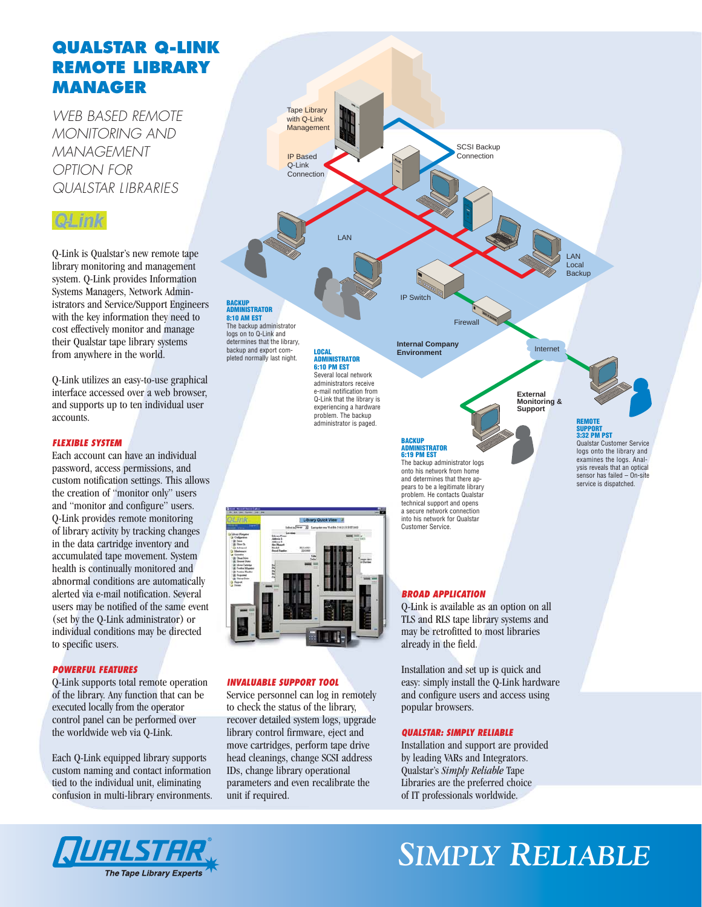# QUALSTAR Q-LINK REMOTE LIBRARY MANAGER

*WEB BASED REMOTE MONITORING AND MANAGEMENT OPTION FOR QUALSTAR LIBRARIES*

Q-Link

Q-Link is Qualstar's new remote tape library monitoring and management system. Q-Link provides Information Systems Managers, Network Administrators and Service/Support Engineers with the key information they need to cost effectively monitor and manage their Qualstar tape library systems from anywhere in the world.

Q-Link utilizes an easy-to-use graphical interface accessed over a web browser, and supports up to ten individual user accounts.

### FLEXIBLE SYSTEM

Each account can have an individual password, access permissions, and custom notification settings. This allows the creation of "monitor only" users and "monitor and configure" users. Q-Link provides remote monitoring of library activity by tracking changes in the data cartridge inventory and accumulated tape movement. System health is continually monitored and abnormal conditions are automatically alerted via e-mail notification. Several users may be notified of the same event (set by the Q-Link administrator) or individual conditions may be directed to specific users.

### POWERFUL FEATURES

Q-Link supports total remote operation of the library. Any function that can be executed locally from the operator control panel can be performed over the worldwide web via Q-Link.

Each Q-Link equipped library supports custom naming and contact information tied to the individual unit, eliminating confusion in multi-library environments.

Tape Library with Q-Link Management

IP Based Q-Link Connection

SCSI Backup Connection

LAN

LAN Local Backup

IP Switch

Firewall

Internal Company Environment

Internet

External Monitoring & Support

**BACKUP ADMINISTRATOR**
**8:10 AM EST**
The backup administrator logs on to Q-Link and determines that the library, backup and export completed normally last night.

**LOCAL ADMINISTRATOR**
**6:10 PM EST**
Several local network administrators receive e-mail notification from Q-Link that the library is experiencing a hardware problem. The backup administrator is paged.

**BACKUP ADMINISTRATOR**
**6:19 PM EST**
The backup administrator logs onto his network from home and determines that there appears to be a legitimate library problem. He contacts Qualstar technical support and opens a secure network connection into his network for Qualstar Customer Service.

**REMOTE SUPPORT**
**3:32 PM PST**
Qualstar Customer Service logs onto the library and examines the logs. Analysis reveals that an optical sensor has failed – On-site service is dispatched.

### INVALUABLE SUPPORT TOOL

Service personnel can log in remotely to check the status of the library, recover detailed system logs, upgrade library control firmware, eject and move cartridges, perform tape drive head cleanings, change SCSI address IDs, change library operational parameters and even recalibrate the unit if required.

### BROAD APPLICATION

Q-Link is available as an option on all TLS and RLS tape library systems and may be retrofitted to most libraries already in the field.

Installation and set up is quick and easy: simply install the Q-Link hardware and configure users and access using popular browsers.

### QUALSTAR: SIMPLY RELIABLE

Installation and support are provided by leading VARs and Integrators. Qualstar's *Simply Reliable* Tape Libraries are the preferred choice of IT professionals worldwide.

QUALSTAR® The Tape Library Experts

SIMPLY RELIABLE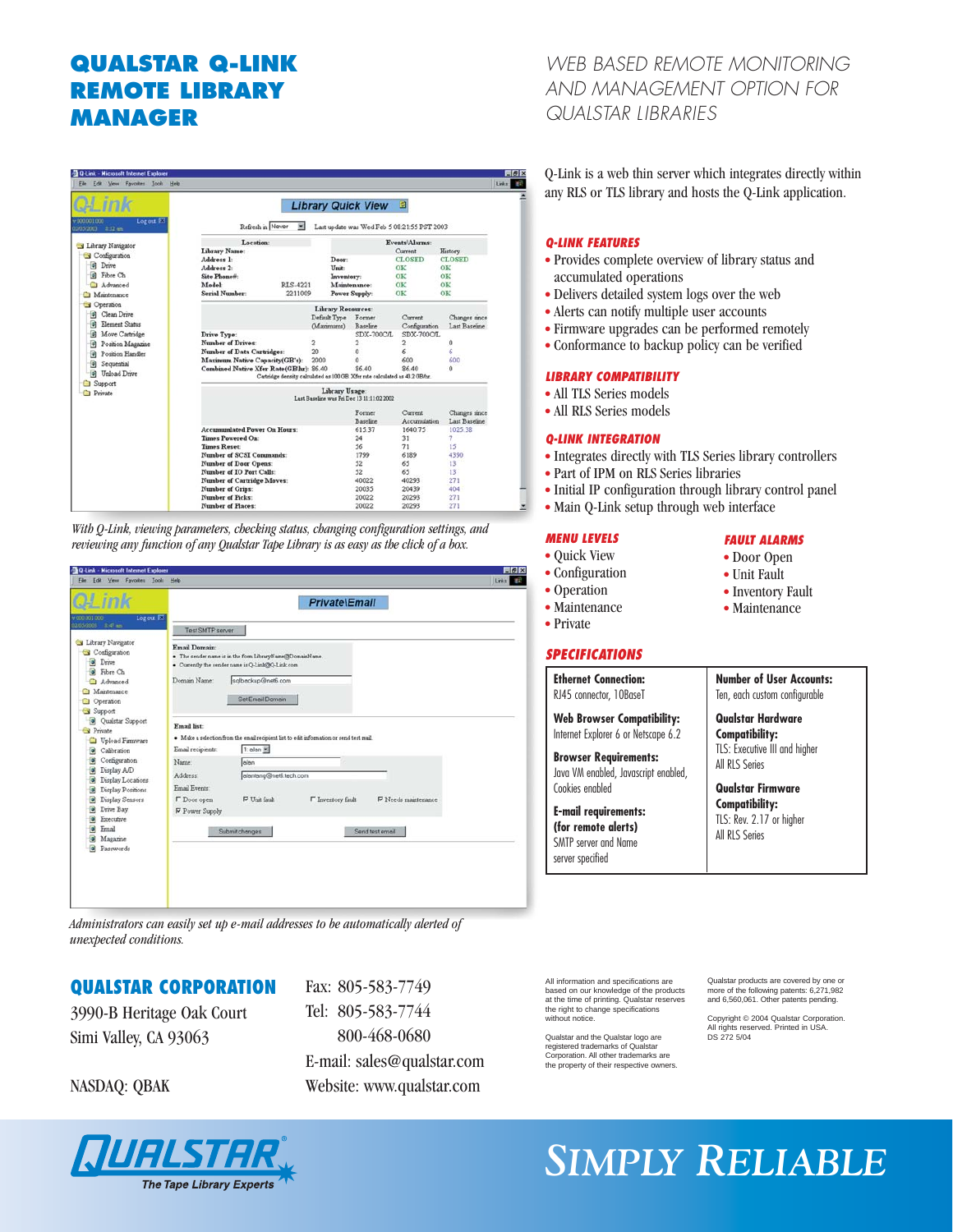# QUALSTAR Q-LINK REMOTE LIBRARY MANAGER

*WEB BASED REMOTE MONITORING AND MANAGEMENT OPTION FOR QUALSTAR LIBRARIES*

*With Q-Link, viewing parameters, checking status, changing configuration settings, and reviewing any function of any Qualstar Tape Library is as easy as the click of a box.*

*Administrators can easily set up e-mail addresses to be automatically alerted of unexpected conditions.*

Q-Link is a web thin server which integrates directly within any RLS or TLS library and hosts the Q-Link application.

## Q-LINK FEATURES

- Provides complete overview of library status and accumulated operations
- Delivers detailed system logs over the web
- Alerts can notify multiple user accounts
- Firmware upgrades can be performed remotely
- Conformance to backup policy can be verified

## LIBRARY COMPATIBILITY

- All TLS Series models
- All RLS Series models

## Q-LINK INTEGRATION

- Integrates directly with TLS Series library controllers
- Part of IPM on RLS Series libraries
- Initial IP configuration through library control panel
- Main Q-Link setup through web interface

## MENU LEVELS

- Quick View
- Configuration
- Operation
- Maintenance
- Private

## FAULT ALARMS

- Door Open
- Unit Fault
- Inventory Fault
- Maintenance

## SPECIFICATIONS

| | |
|---|---|
| **Ethernet Connection:** RJ45 connector, 10BaseT | **Number of User Accounts:** Ten, each custom configurable |
| **Web Browser Compatibility:** Internet Explorer 6 or Netscape 6.2 | **Qualstar Hardware Compatibility:** TLS: Executive III and higher; All RLS Series |
| **Browser Requirements:** Java VM enabled, Javascript enabled, Cookies enabled | **Qualstar Firmware Compatibility:** TLS: Rev. 2.17 or higher; All RLS Series |
| **E-mail requirements: (for remote alerts)** SMTP server and Name server specified | |

## QUALSTAR CORPORATION

3990-B Heritage Oak Court
Simi Valley, CA 93063

NASDAQ: QBAK

Fax: 805-583-7749
Tel: 805-583-7744
800-468-0680
E-mail: sales@qualstar.com
Website: www.qualstar.com

All information and specifications are based on our knowledge of the products at the time of printing. Qualstar reserves the right to change specifications without notice.

Qualstar and the Qualstar logo are registered trademarks of Qualstar Corporation. All other trademarks are the property of their respective owners.

Qualstar products are covered by one or more of the following patents: 6,271,982 and 6,560,061. Other patents pending.

Copyright © 2004 Qualstar Corporation. All rights reserved. Printed in USA. DS 272 5/04

QUALSTAR® The Tape Library Experts

SIMPLY RELIABLE